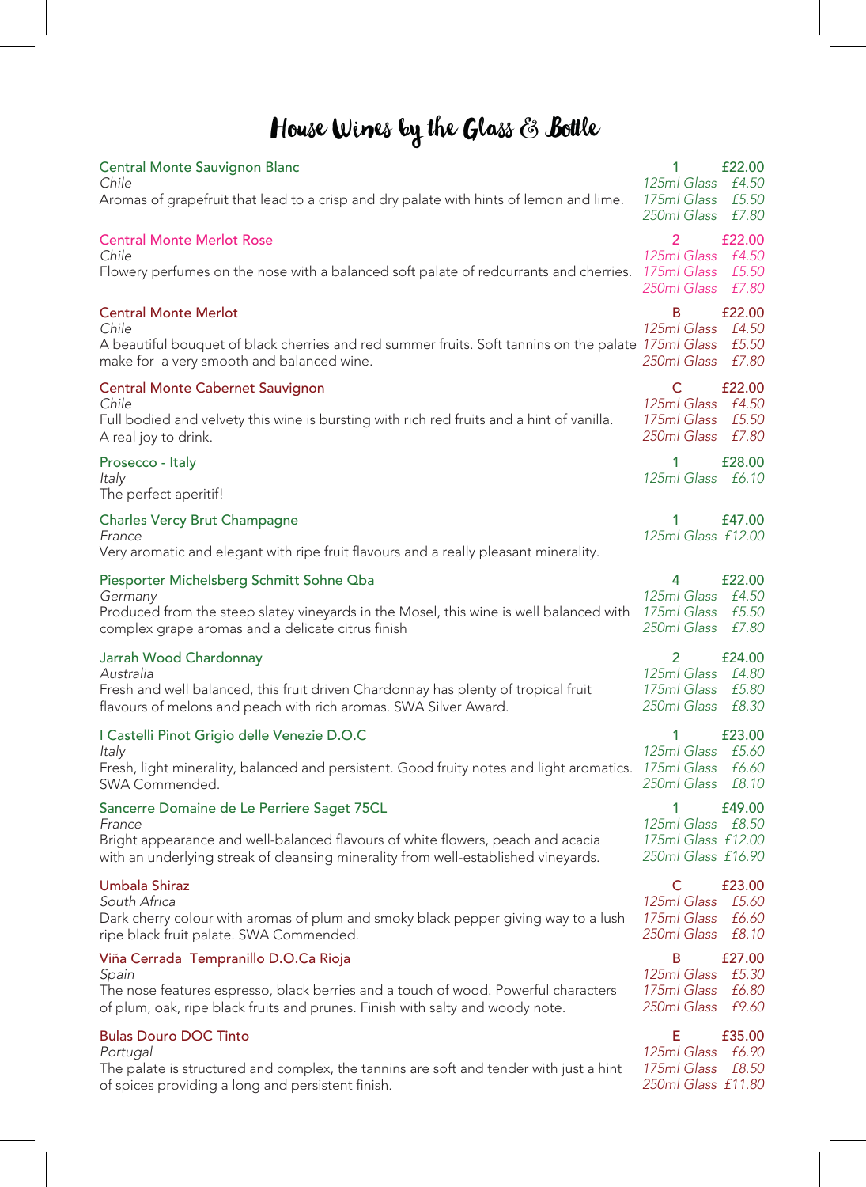# House Wines by the Glass & Bottle

**Central Monte Sauvignon Blanc**
*Chile*
Aromas of grapefruit that lead to a crisp and dry palate with hints of lemon and lime.

1 — £22.00
*125ml Glass £4.50*
*175ml Glass £5.50*
*250ml Glass £7.80*

**Central Monte Merlot Rose**
*Chile*
Flowery perfumes on the nose with a balanced soft palate of redcurrants and cherries.

2 — £22.00
*125ml Glass £4.50*
*175ml Glass £5.50*
*250ml Glass £7.80*

**Central Monte Merlot**
*Chile*
A beautiful bouquet of black cherries and red summer fruits. Soft tannins on the palate make for a very smooth and balanced wine.

B — £22.00
*125ml Glass £4.50*
*175ml Glass £5.50*
*250ml Glass £7.80*

**Central Monte Cabernet Sauvignon**
*Chile*
Full bodied and velvety this wine is bursting with rich red fruits and a hint of vanilla. A real joy to drink.

C — £22.00
*125ml Glass £4.50*
*175ml Glass £5.50*
*250ml Glass £7.80*

**Prosecco - Italy**
*Italy*
The perfect aperitif!

1 — £28.00
*125ml Glass £6.10*

**Charles Vercy Brut Champagne**
*France*
Very aromatic and elegant with ripe fruit flavours and a really pleasant minerality.

1 — £47.00
*125ml Glass £12.00*

**Piesporter Michelsberg Schmitt Sohne Qba**
*Germany*
Produced from the steep slatey vineyards in the Mosel, this wine is well balanced with complex grape aromas and a delicate citrus finish

4 — £22.00
*125ml Glass £4.50*
*175ml Glass £5.50*
*250ml Glass £7.80*

**Jarrah Wood Chardonnay**
*Australia*
Fresh and well balanced, this fruit driven Chardonnay has plenty of tropical fruit flavours of melons and peach with rich aromas. SWA Silver Award.

2 — £24.00
*125ml Glass £4.80*
*175ml Glass £5.80*
*250ml Glass £8.30*

**I Castelli Pinot Grigio delle Venezie D.O.C**
*Italy*
Fresh, light minerality, balanced and persistent. Good fruity notes and light aromatics. SWA Commended.

1 — £23.00
*125ml Glass £5.60*
*175ml Glass £6.60*
*250ml Glass £8.10*

**Sancerre Domaine de Le Perriere Saget 75CL**
*France*
Bright appearance and well-balanced flavours of white flowers, peach and acacia with an underlying streak of cleansing minerality from well-established vineyards.

1 — £49.00
*125ml Glass £8.50*
*175ml Glass £12.00*
*250ml Glass £16.90*

**Umbala Shiraz**
*South Africa*
Dark cherry colour with aromas of plum and smoky black pepper giving way to a lush ripe black fruit palate. SWA Commended.

C — £23.00
*125ml Glass £5.60*
*175ml Glass £6.60*
*250ml Glass £8.10*

**Viña Cerrada Tempranillo D.O.Ca Rioja**
*Spain*
The nose features espresso, black berries and a touch of wood. Powerful characters of plum, oak, ripe black fruits and prunes. Finish with salty and woody note.

B — £27.00
*125ml Glass £5.30*
*175ml Glass £6.80*
*250ml Glass £9.60*

**Bulas Douro DOC Tinto**
*Portugal*
The palate is structured and complex, the tannins are soft and tender with just a hint of spices providing a long and persistent finish.

E — £35.00
*125ml Glass £6.90*
*175ml Glass £8.50*
*250ml Glass £11.80*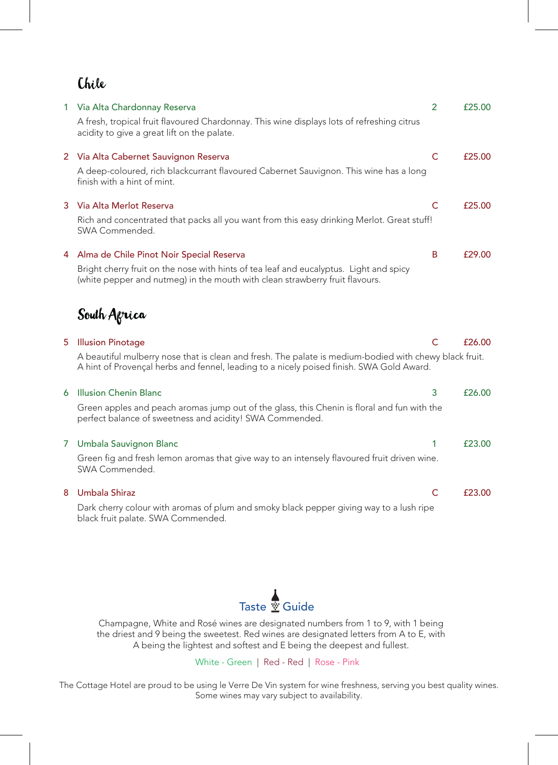## Chile

1 **Via Alta Chardonnay Reserva** — 2 — £25.00

A fresh, tropical fruit flavoured Chardonnay. This wine displays lots of refreshing citrus acidity to give a great lift on the palate.

2 **Via Alta Cabernet Sauvignon Reserva** — C — £25.00

A deep-coloured, rich blackcurrant flavoured Cabernet Sauvignon. This wine has a long finish with a hint of mint.

3 **Via Alta Merlot Reserva** — C — £25.00

Rich and concentrated that packs all you want from this easy drinking Merlot. Great stuff! SWA Commended.

4 **Alma de Chile Pinot Noir Special Reserva** — B — £29.00

Bright cherry fruit on the nose with hints of tea leaf and eucalyptus. Light and spicy (white pepper and nutmeg) in the mouth with clean strawberry fruit flavours.

## South Africa

5 **Illusion Pinotage** — C — £26.00

A beautiful mulberry nose that is clean and fresh. The palate is medium-bodied with chewy black fruit. A hint of Provençal herbs and fennel, leading to a nicely poised finish. SWA Gold Award.

6 **Illusion Chenin Blanc** — 3 — £26.00

Green apples and peach aromas jump out of the glass, this Chenin is floral and fun with the perfect balance of sweetness and acidity! SWA Commended.

7 **Umbala Sauvignon Blanc** — 1 — £23.00

Green fig and fresh lemon aromas that give way to an intensely flavoured fruit driven wine. SWA Commended.

8 **Umbala Shiraz** — C — £23.00

Dark cherry colour with aromas of plum and smoky black pepper giving way to a lush ripe black fruit palate. SWA Commended.

### Taste Guide

Champagne, White and Rosé wines are designated numbers from 1 to 9, with 1 being the driest and 9 being the sweetest. Red wines are designated letters from A to E, with A being the lightest and softest and E being the deepest and fullest.

White - Green | Red - Red | Rose - Pink

The Cottage Hotel are proud to be using le Verre De Vin system for wine freshness, serving you best quality wines. Some wines may vary subject to availability.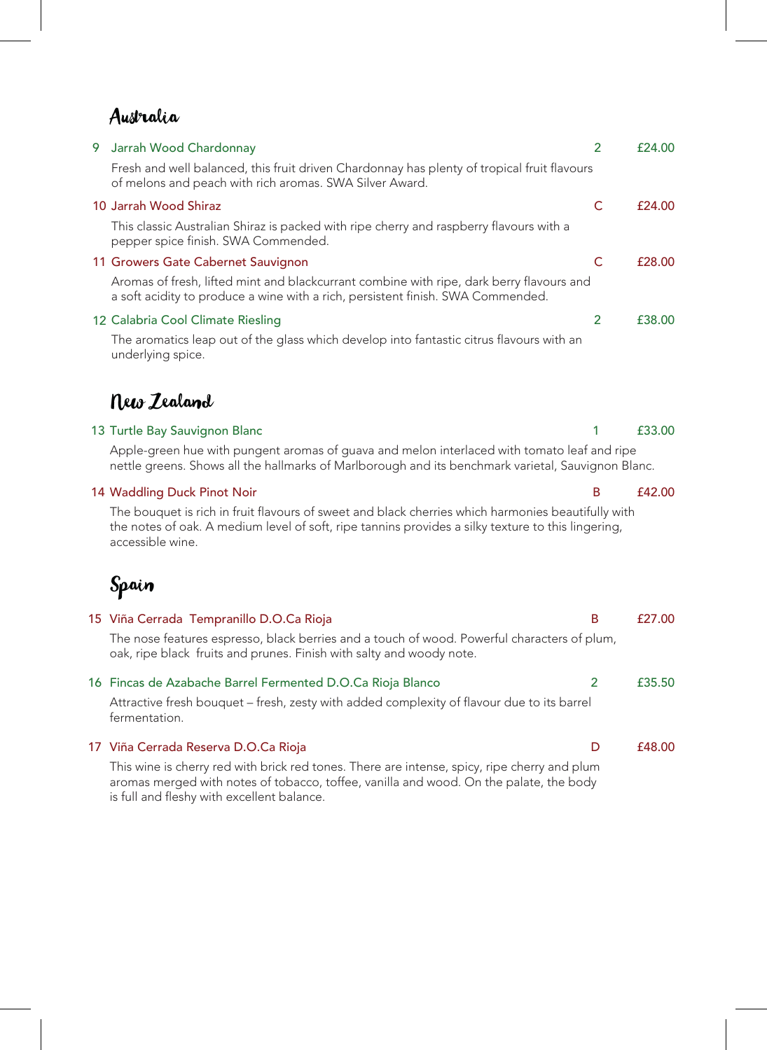## Australia

**9 Jarrah Wood Chardonnay** — 2 — £24.00

Fresh and well balanced, this fruit driven Chardonnay has plenty of tropical fruit flavours of melons and peach with rich aromas. SWA Silver Award.

**10 Jarrah Wood Shiraz** — C — £24.00

This classic Australian Shiraz is packed with ripe cherry and raspberry flavours with a pepper spice finish. SWA Commended.

**11 Growers Gate Cabernet Sauvignon** — C — £28.00

Aromas of fresh, lifted mint and blackcurrant combine with ripe, dark berry flavours and a soft acidity to produce a wine with a rich, persistent finish. SWA Commended.

**12 Calabria Cool Climate Riesling** — 2 — £38.00

The aromatics leap out of the glass which develop into fantastic citrus flavours with an underlying spice.

## New Zealand

**13 Turtle Bay Sauvignon Blanc** — 1 — £33.00

Apple-green hue with pungent aromas of guava and melon interlaced with tomato leaf and ripe nettle greens. Shows all the hallmarks of Marlborough and its benchmark varietal, Sauvignon Blanc.

**14 Waddling Duck Pinot Noir** — B — £42.00

The bouquet is rich in fruit flavours of sweet and black cherries which harmonies beautifully with the notes of oak. A medium level of soft, ripe tannins provides a silky texture to this lingering, accessible wine.

## Spain

**15 Viña Cerrada Tempranillo D.O.Ca Rioja** — B — £27.00

The nose features espresso, black berries and a touch of wood. Powerful characters of plum, oak, ripe black fruits and prunes. Finish with salty and woody note.

**16 Fincas de Azabache Barrel Fermented D.O.Ca Rioja Blanco** — 2 — £35.50

Attractive fresh bouquet – fresh, zesty with added complexity of flavour due to its barrel fermentation.

**17 Viña Cerrada Reserva D.O.Ca Rioja** — D — £48.00

This wine is cherry red with brick red tones. There are intense, spicy, ripe cherry and plum aromas merged with notes of tobacco, toffee, vanilla and wood. On the palate, the body is full and fleshy with excellent balance.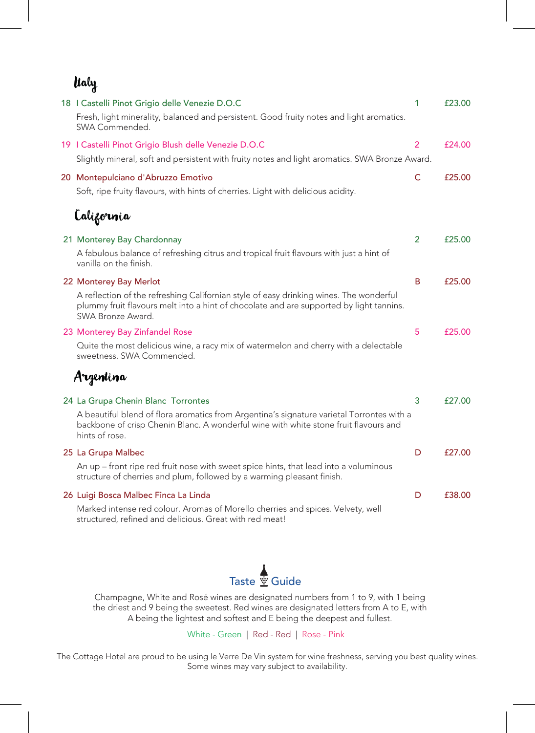## Italy

**18 I Castelli Pinot Grigio delle Venezie D.O.C** — 1 — £23.00

Fresh, light minerality, balanced and persistent. Good fruity notes and light aromatics. SWA Commended.

**19 I Castelli Pinot Grigio Blush delle Venezie D.O.C** — 2 — £24.00

Slightly mineral, soft and persistent with fruity notes and light aromatics. SWA Bronze Award.

**20 Montepulciano d'Abruzzo Emotivo** — C — £25.00

Soft, ripe fruity flavours, with hints of cherries. Light with delicious acidity.

## California

**21 Monterey Bay Chardonnay** — 2 — £25.00

A fabulous balance of refreshing citrus and tropical fruit flavours with just a hint of vanilla on the finish.

**22 Monterey Bay Merlot** — B — £25.00

A reflection of the refreshing Californian style of easy drinking wines. The wonderful plummy fruit flavours melt into a hint of chocolate and are supported by light tannins. SWA Bronze Award.

**23 Monterey Bay Zinfandel Rose** — 5 — £25.00

Quite the most delicious wine, a racy mix of watermelon and cherry with a delectable sweetness. SWA Commended.

## Argentina

**24 La Grupa Chenin Blanc Torrontes** — 3 — £27.00

A beautiful blend of flora aromatics from Argentina's signature varietal Torrontes with a backbone of crisp Chenin Blanc. A wonderful wine with white stone fruit flavours and hints of rose.

**25 La Grupa Malbec** — D — £27.00

An up – front ripe red fruit nose with sweet spice hints, that lead into a voluminous structure of cherries and plum, followed by a warming pleasant finish.

**26 Luigi Bosca Malbec Finca La Linda** — D — £38.00

Marked intense red colour. Aromas of Morello cherries and spices. Velvety, well structured, refined and delicious. Great with red meat!

### Taste Guide

Champagne, White and Rosé wines are designated numbers from 1 to 9, with 1 being the driest and 9 being the sweetest. Red wines are designated letters from A to E, with A being the lightest and softest and E being the deepest and fullest.

White - Green | Red - Red | Rose - Pink

The Cottage Hotel are proud to be using le Verre De Vin system for wine freshness, serving you best quality wines. Some wines may vary subject to availability.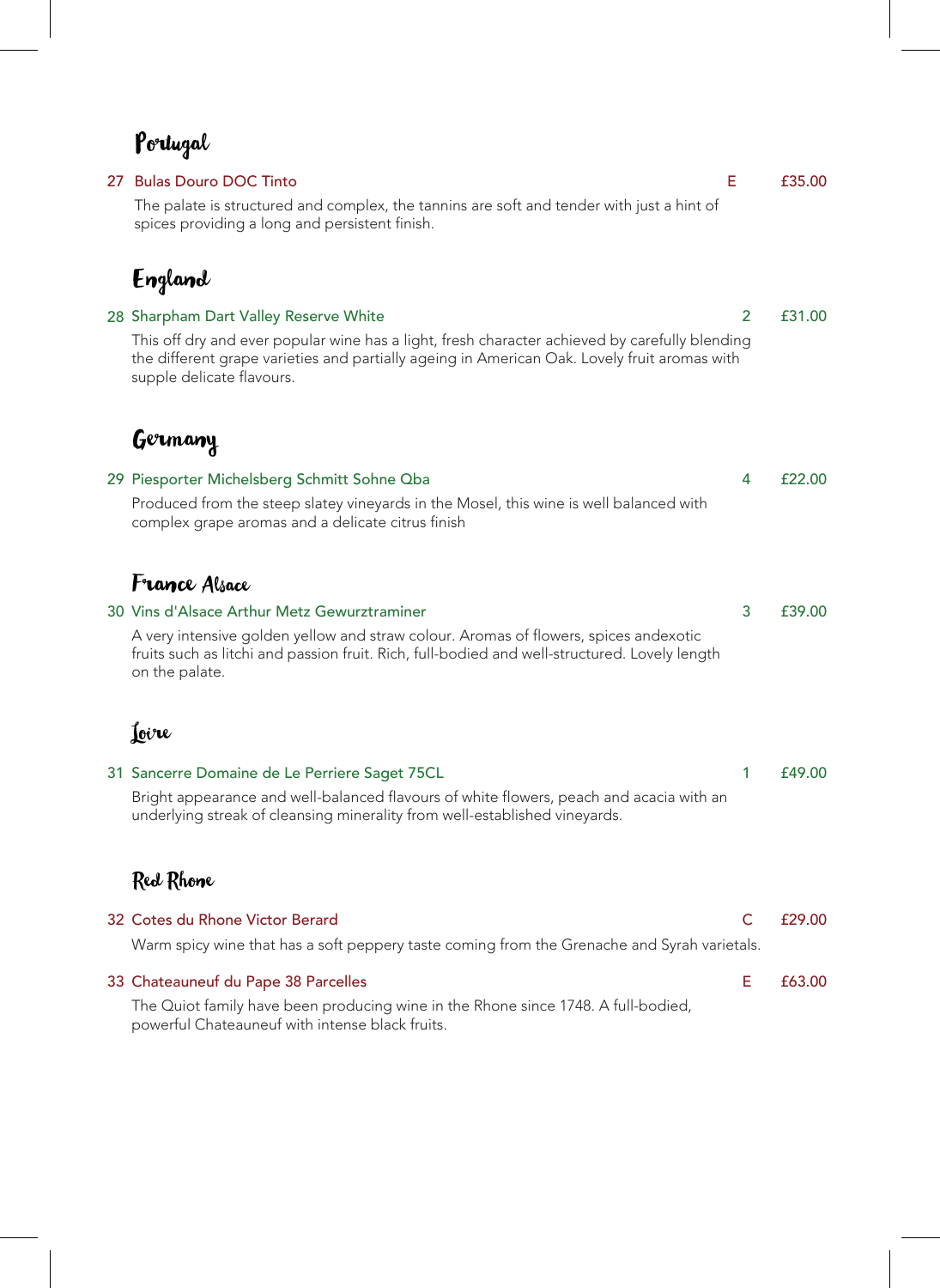## Portugal

**27 Bulas Douro DOC Tinto** E £35.00

The palate is structured and complex, the tannins are soft and tender with just a hint of spices providing a long and persistent finish.

## England

**28 Sharpham Dart Valley Reserve White** 2 £31.00

This off dry and ever popular wine has a light, fresh character achieved by carefully blending the different grape varieties and partially ageing in American Oak. Lovely fruit aromas with supple delicate flavours.

## Germany

**29 Piesporter Michelsberg Schmitt Sohne Qba** 4 £22.00

Produced from the steep slatey vineyards in the Mosel, this wine is well balanced with complex grape aromas and a delicate citrus finish

## France Alsace

**30 Vins d'Alsace Arthur Metz Gewurztraminer** 3 £39.00

A very intensive golden yellow and straw colour. Aromas of flowers, spices andexotic fruits such as litchi and passion fruit. Rich, full-bodied and well-structured. Lovely length on the palate.

## Loire

**31 Sancerre Domaine de Le Perriere Saget 75CL** 1 £49.00

Bright appearance and well-balanced flavours of white flowers, peach and acacia with an underlying streak of cleansing minerality from well-established vineyards.

## Red Rhone

**32 Cotes du Rhone Victor Berard** C £29.00

Warm spicy wine that has a soft peppery taste coming from the Grenache and Syrah varietals.

**33 Chateauneuf du Pape 38 Parcelles** E £63.00

The Quiot family have been producing wine in the Rhone since 1748. A full-bodied, powerful Chateauneuf with intense black fruits.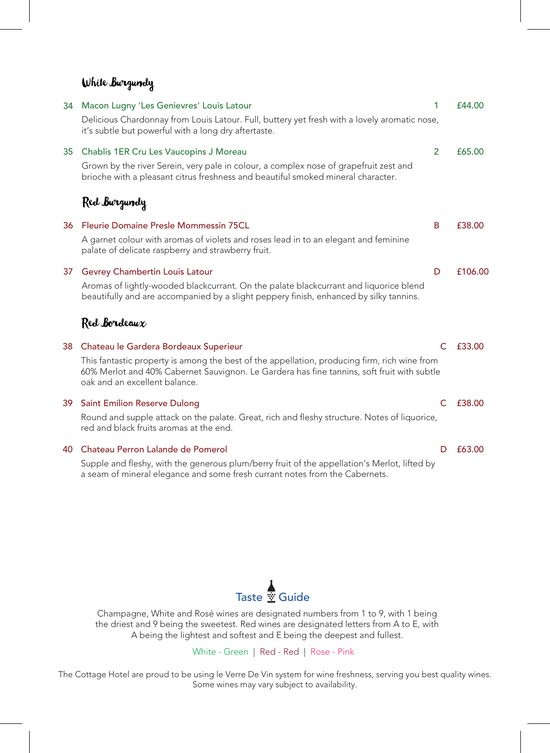## White Burgundy

**34 Macon Lugny 'Les Genievres' Louis Latour** — 1 — £44.00

Delicious Chardonnay from Louis Latour. Full, buttery yet fresh with a lovely aromatic nose, it's subtle but powerful with a long dry aftertaste.

**35 Chablis 1ER Cru Les Vaucopins J Moreau** — 2 — £65.00

Grown by the river Serein, very pale in colour, a complex nose of grapefruit zest and brioche with a pleasant citrus freshness and beautiful smoked mineral character.

## Red Burgundy

**36 Fleurie Domaine Presle Mommessin 75CL** — B — £38.00

A garnet colour with aromas of violets and roses lead in to an elegant and feminine palate of delicate raspberry and strawberry fruit.

**37 Gevrey Chambertin Louis Latour** — D — £106.00

Aromas of lightly-wooded blackcurrant. On the palate blackcurrant and liquorice blend beautifully and are accompanied by a slight peppery finish, enhanced by silky tannins.

## Red Bordeaux

**38 Chateau le Gardera Bordeaux Superieur** — C — £33.00

This fantastic property is among the best of the appellation, producing firm, rich wine from 60% Merlot and 40% Cabernet Sauvignon. Le Gardera has fine tannins, soft fruit with subtle oak and an excellent balance.

**39 Saint Emilion Reserve Dulong** — C — £38.00

Round and supple attack on the palate. Great, rich and fleshy structure. Notes of liquorice, red and black fruits aromas at the end.

**40 Chateau Perron Lalande de Pomerol** — D — £63.00

Supple and fleshy, with the generous plum/berry fruit of the appellation's Merlot, lifted by a seam of mineral elegance and some fresh currant notes from the Cabernets.

### Taste Guide

Champagne, White and Rosé wines are designated numbers from 1 to 9, with 1 being the driest and 9 being the sweetest. Red wines are designated letters from A to E, with A being the lightest and softest and E being the deepest and fullest.

White - Green | Red - Red | Rose - Pink

The Cottage Hotel are proud to be using le Verre De Vin system for wine freshness, serving you best quality wines. Some wines may vary subject to availability.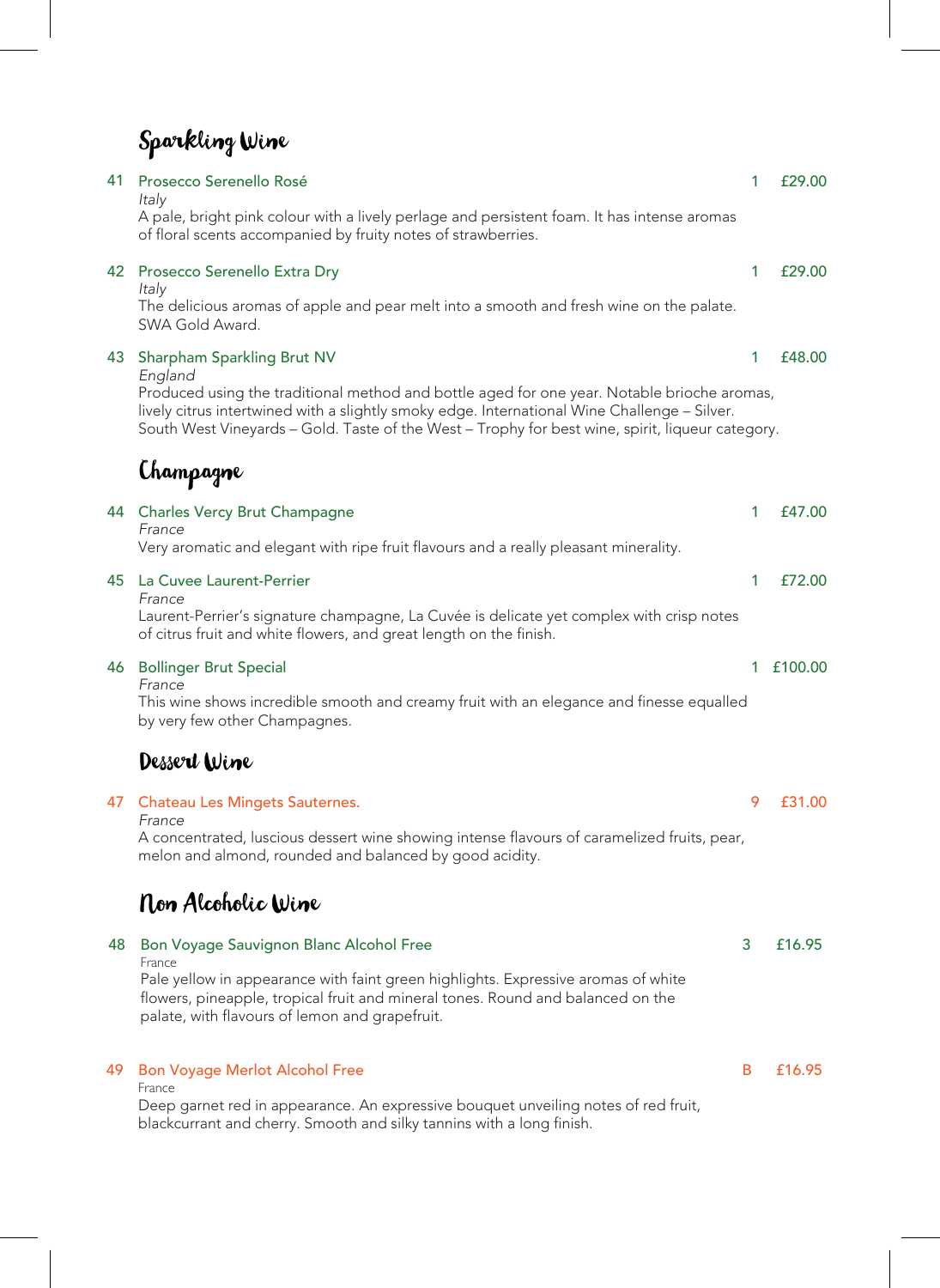## Sparkling Wine

**41 Prosecco Serenello Rosé** — 1 — £29.00
*Italy*
A pale, bright pink colour with a lively perlage and persistent foam. It has intense aromas of floral scents accompanied by fruity notes of strawberries.

**42 Prosecco Serenello Extra Dry** — 1 — £29.00
*Italy*
The delicious aromas of apple and pear melt into a smooth and fresh wine on the palate. SWA Gold Award.

**43 Sharpham Sparkling Brut NV** — 1 — £48.00
*England*
Produced using the traditional method and bottle aged for one year. Notable brioche aromas, lively citrus intertwined with a slightly smoky edge. International Wine Challenge – Silver. South West Vineyards – Gold. Taste of the West – Trophy for best wine, spirit, liqueur category.

## Champagne

**44 Charles Vercy Brut Champagne** — 1 — £47.00
*France*
Very aromatic and elegant with ripe fruit flavours and a really pleasant minerality.

**45 La Cuvee Laurent-Perrier** — 1 — £72.00
*France*
Laurent-Perrier's signature champagne, La Cuvée is delicate yet complex with crisp notes of citrus fruit and white flowers, and great length on the finish.

**46 Bollinger Brut Special** — 1 — £100.00
*France*
This wine shows incredible smooth and creamy fruit with an elegance and finesse equalled by very few other Champagnes.

## Dessert Wine

**47 Chateau Les Mingets Sauternes.** — 9 — £31.00
*France*
A concentrated, luscious dessert wine showing intense flavours of caramelized fruits, pear, melon and almond, rounded and balanced by good acidity.

## Non Alcoholic Wine

**48 Bon Voyage Sauvignon Blanc Alcohol Free** — 3 — £16.95
France
Pale yellow in appearance with faint green highlights. Expressive aromas of white flowers, pineapple, tropical fruit and mineral tones. Round and balanced on the palate, with flavours of lemon and grapefruit.

**49 Bon Voyage Merlot Alcohol Free** — B — £16.95
France
Deep garnet red in appearance. An expressive bouquet unveiling notes of red fruit, blackcurrant and cherry. Smooth and silky tannins with a long finish.